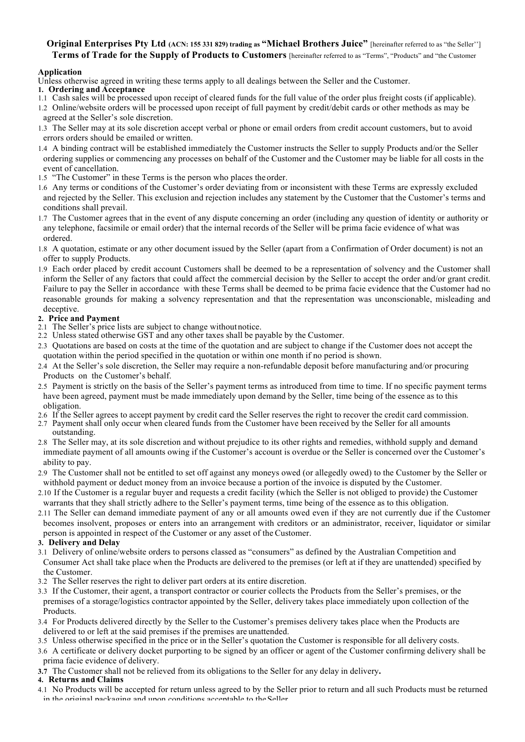**Original Enterprises Pty Ltd (ACN: 155 331 829) trading as "Michael Brothers Juice"** [hereinafter referred to as "the Seller''] **Terms of Trade for the Supply of Products to Customers** [hereinafter referred to as "Terms", "Products" and "the Customer

**Application**

Unless otherwise agreed in writing these terms apply to all dealings between the Seller and the Customer.

**1. Ordering and Acceptance**

1.1 Cash sales will be processed upon receipt of cleared funds for the full value of the order plus freight costs (if applicable).

1.2 Online/website orders will be processed upon receipt of full payment by credit/debit cards or other methods as may be agreed at the Seller's sole discretion.

1.3 The Seller may at its sole discretion accept verbal or phone or email orders from credit account customers, but to avoid errors orders should be emailed or written.

1.4 A binding contract will be established immediately the Customer instructs the Seller to supply Products and/or the Seller ordering supplies or commencing any processes on behalf of the Customer and the Customer may be liable for all costs in the event of cancellation.

1.5 "The Customer" in these Terms is the person who places the order.

1.6 Any terms or conditions of the Customer's order deviating from or inconsistent with these Terms are expressly excluded and rejected by the Seller. This exclusion and rejection includes any statement by the Customer that the Customer's terms and conditions shall prevail.

1.7 The Customer agrees that in the event of any dispute concerning an order (including any question of identity or authority or any telephone, facsimile or email order) that the internal records of the Seller will be prima facie evidence of what was ordered.

1.8 A quotation, estimate or any other document issued by the Seller (apart from a Confirmation of Order document) is not an offer to supply Products.

1.9 Each order placed by credit account Customers shall be deemed to be a representation of solvency and the Customer shall inform the Seller of any factors that could affect the commercial decision by the Seller to accept the order and/or grant credit. Failure to pay the Seller in accordance with these Terms shall be deemed to be prima facie evidence that the Customer had no reasonable grounds for making a solvency representation and that the representation was unconscionable, misleading and deceptive.

**2. Price and Payment**

2.1 The Seller's price lists are subject to change without notice.

2.2 Unless stated otherwise GST and any other taxes shall be payable by the Customer.

2.3 Quotations are based on costs at the time of the quotation and are subject to change if the Customer does not accept the quotation within the period specified in the quotation or within one month if no period is shown.

2.4 At the Seller's sole discretion, the Seller may require a non-refundable deposit before manufacturing and/or procuring Products on the Customer's behalf.

2.5 Payment is strictly on the basis of the Seller's payment terms as introduced from time to time. If no specific payment terms have been agreed, payment must be made immediately upon demand by the Seller, time being of the essence as to this obligation.

2.6 If the Seller agrees to accept payment by credit card the Seller reserves the right to recover the credit card commission.

2.7 Payment shall only occur when cleared funds from the Customer have been received by the Seller for all amounts outstanding.

2.8 The Seller may, at its sole discretion and without prejudice to its other rights and remedies, withhold supply and demand immediate payment of all amounts owing if the Customer's account is overdue or the Seller is concerned over the Customer's ability to pay.

2.9 The Customer shall not be entitled to set off against any moneys owed (or allegedly owed) to the Customer by the Seller or withhold payment or deduct money from an invoice because a portion of the invoice is disputed by the Customer.

2.10 If the Customer is a regular buyer and requests a credit facility (which the Seller is not obliged to provide) the Customer warrants that they shall strictly adhere to the Seller's payment terms, time being of the essence as to this obligation.

2.11 The Seller can demand immediate payment of any or all amounts owed even if they are not currently due if the Customer becomes insolvent, proposes or enters into an arrangement with creditors or an administrator, receiver, liquidator or similar person is appointed in respect of the Customer or any asset of the Customer.

**3. Delivery and Delay**

3.1 Delivery of online/website orders to persons classed as "consumers" as defined by the Australian Competition and Consumer Act shall take place when the Products are delivered to the premises (or left at if they are unattended) specified by the Customer.

3.2 The Seller reserves the right to deliver part orders at its entire discretion.

3.3 If the Customer, their agent, a transport contractor or courier collects the Products from the Seller's premises, or the premises of a storage/logistics contractor appointed by the Seller, delivery takes place immediately upon collection of the Products.

3.4 For Products delivered directly by the Seller to the Customer's premises delivery takes place when the Products are delivered to or left at the said premises if the premises are unattended.

3.5 Unless otherwise specified in the price or in the Seller's quotation the Customer is responsible for all delivery costs.

3.6 A certificate or delivery docket purporting to be signed by an officer or agent of the Customer confirming delivery shall be prima facie evidence of delivery.

**3.7** The Customer shall not be relieved from its obligations to the Seller for any delay in delivery**.**

**4. Returns and Claims**

4.1 No Products will be accepted for return unless agreed to by the Seller prior to return and all such Products must be returned in the original packaging and upon conditions acceptable to the Seller.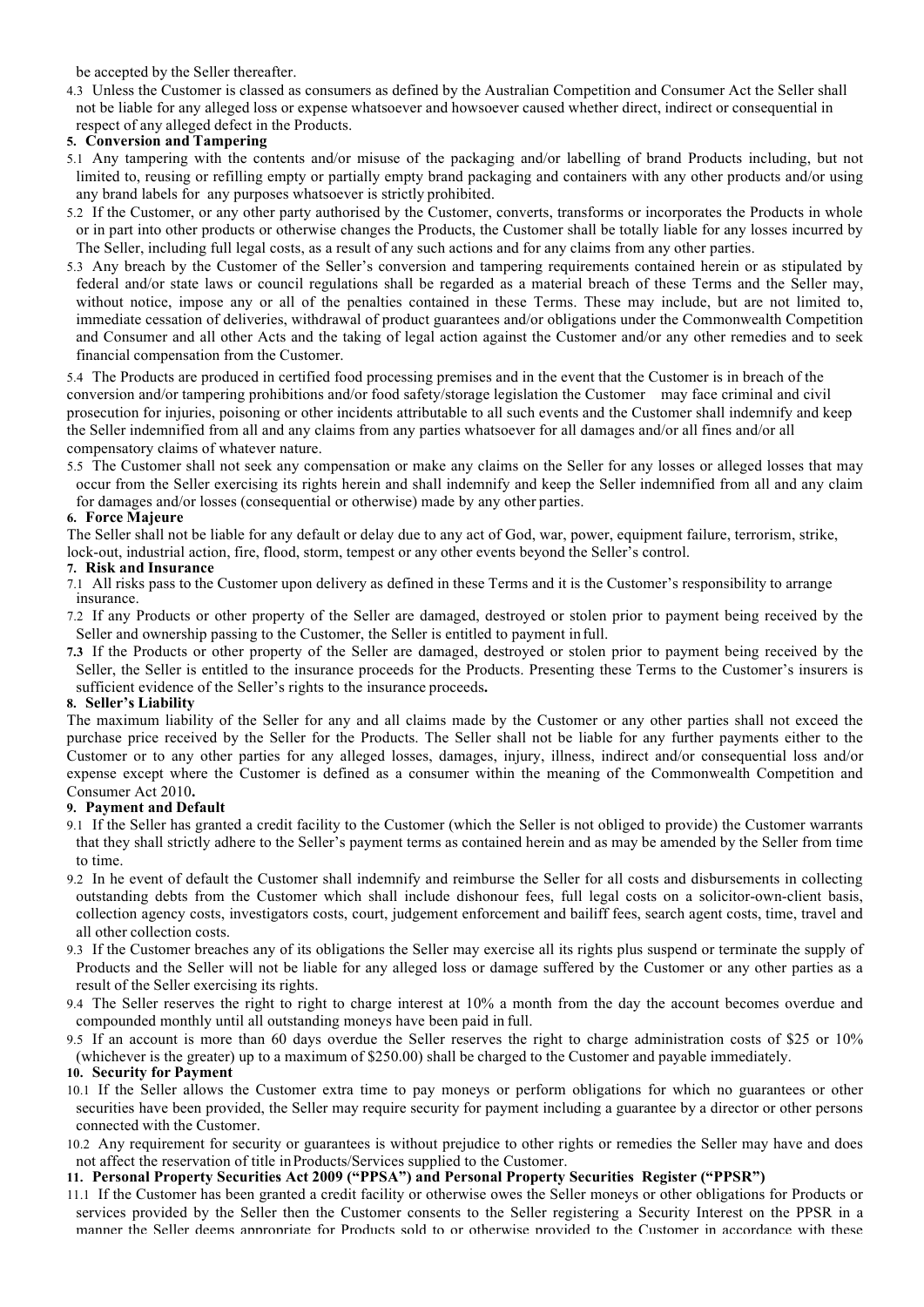be accepted by the Seller thereafter.

4.3 Unless the Customer is classed as consumers as defined by the Australian Competition and Consumer Act the Seller shall not be liable for any alleged loss or expense whatsoever and howsoever caused whether direct, indirect or consequential in respect of any alleged defect in the Products.

**5. Conversion and Tampering**

5.1 Any tampering with the contents and/or misuse of the packaging and/or labelling of brand Products including, but not limited to, reusing or refilling empty or partially empty brand packaging and containers with any other products and/or using any brand labels for any purposes whatsoever is strictly prohibited.

5.2 If the Customer, or any other party authorised by the Customer, converts, transforms or incorporates the Products in whole or in part into other products or otherwise changes the Products, the Customer shall be totally liable for any losses incurred by The Seller, including full legal costs, as a result of any such actions and for any claims from any other parties.

5.3 Any breach by the Customer of the Seller's conversion and tampering requirements contained herein or as stipulated by federal and/or state laws or council regulations shall be regarded as a material breach of these Terms and the Seller may, without notice, impose any or all of the penalties contained in these Terms. These may include, but are not limited to, immediate cessation of deliveries, withdrawal of product guarantees and/or obligations under the Commonwealth Competition and Consumer and all other Acts and the taking of legal action against the Customer and/or any other remedies and to seek financial compensation from the Customer.

5.4 The Products are produced in certified food processing premises and in the event that the Customer is in breach of the conversion and/or tampering prohibitions and/or food safety/storage legislation the Customer may face criminal and civil prosecution for injuries, poisoning or other incidents attributable to all such events and the Customer shall indemnify and keep the Seller indemnified from all and any claims from any parties whatsoever for all damages and/or all fines and/or all compensatory claims of whatever nature.

5.5 The Customer shall not seek any compensation or make any claims on the Seller for any losses or alleged losses that may occur from the Seller exercising its rights herein and shall indemnify and keep the Seller indemnified from all and any claim for damages and/or losses (consequential or otherwise) made by any other parties.

**6. Force Majeure**

The Seller shall not be liable for any default or delay due to any act of God, war, power, equipment failure, terrorism, strike, lock-out, industrial action, fire, flood, storm, tempest or any other events beyond the Seller's control.

**7. Risk and Insurance**

7.1 All risks pass to the Customer upon delivery as defined in these Terms and it is the Customer's responsibility to arrange insurance.

7.2 If any Products or other property of the Seller are damaged, destroyed or stolen prior to payment being received by the Seller and ownership passing to the Customer, the Seller is entitled to payment in full.

**7.3** If the Products or other property of the Seller are damaged, destroyed or stolen prior to payment being received by the Seller, the Seller is entitled to the insurance proceeds for the Products. Presenting these Terms to the Customer's insurers is sufficient evidence of the Seller's rights to the insurance proceeds**.**

**8. Seller's Liability**

The maximum liability of the Seller for any and all claims made by the Customer or any other parties shall not exceed the purchase price received by the Seller for the Products. The Seller shall not be liable for any further payments either to the Customer or to any other parties for any alleged losses, damages, injury, illness, indirect and/or consequential loss and/or expense except where the Customer is defined as a consumer within the meaning of the Commonwealth Competition and Consumer Act 2010**.**

**9. Payment and Default**

9.1 If the Seller has granted a credit facility to the Customer (which the Seller is not obliged to provide) the Customer warrants that they shall strictly adhere to the Seller's payment terms as contained herein and as may be amended by the Seller from time to time.

9.2 In he event of default the Customer shall indemnify and reimburse the Seller for all costs and disbursements in collecting outstanding debts from the Customer which shall include dishonour fees, full legal costs on a solicitor-own-client basis, collection agency costs, investigators costs, court, judgement enforcement and bailiff fees, search agent costs, time, travel and all other collection costs.

9.3 If the Customer breaches any of its obligations the Seller may exercise all its rights plus suspend or terminate the supply of Products and the Seller will not be liable for any alleged loss or damage suffered by the Customer or any other parties as a result of the Seller exercising its rights.

9.4 The Seller reserves the right to right to charge interest at 10% a month from the day the account becomes overdue and compounded monthly until all outstanding moneys have been paid in full.

9.5 If an account is more than 60 days overdue the Seller reserves the right to charge administration costs of $25 or 10% (whichever is the greater) up to a maximum of $250.00) shall be charged to the Customer and payable immediately.

**10. Security for Payment**

10.1 If the Seller allows the Customer extra time to pay moneys or perform obligations for which no guarantees or other securities have been provided, the Seller may require security for payment including a guarantee by a director or other persons connected with the Customer.

10.2 Any requirement for security or guarantees is without prejudice to other rights or remedies the Seller may have and does not affect the reservation of title in Products/Services supplied to the Customer.

**11. Personal Property Securities Act 2009 ("PPSA") and Personal Property Securities Register ("PPSR")**

11.1 If the Customer has been granted a credit facility or otherwise owes the Seller moneys or other obligations for Products or services provided by the Seller then the Customer consents to the Seller registering a Security Interest on the PPSR in a manner the Seller deems appropriate for Products sold to or otherwise provided to the Customer in accordance with these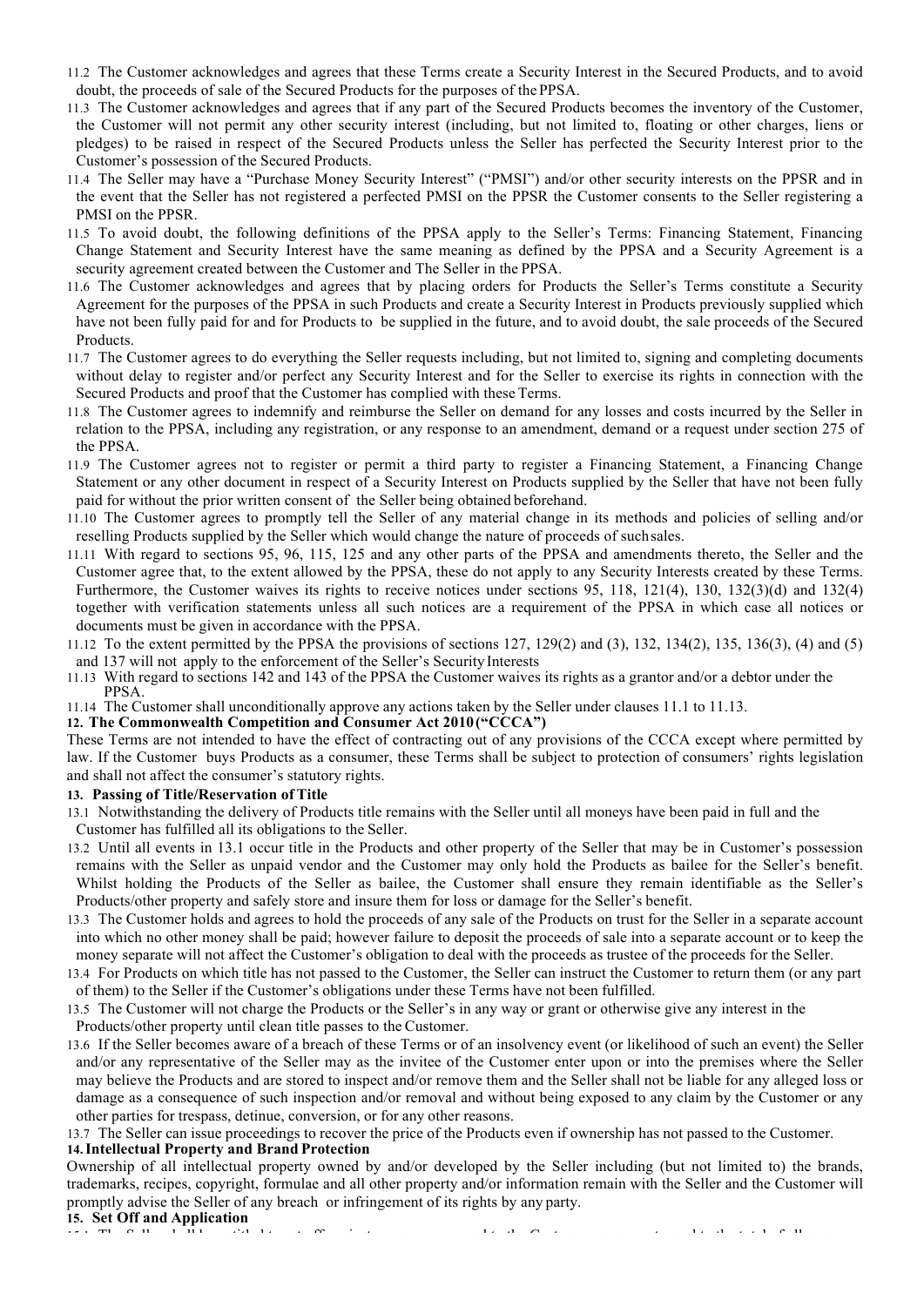11.2 The Customer acknowledges and agrees that these Terms create a Security Interest in the Secured Products, and to avoid doubt, the proceeds of sale of the Secured Products for the purposes of the PPSA.

11.3 The Customer acknowledges and agrees that if any part of the Secured Products becomes the inventory of the Customer, the Customer will not permit any other security interest (including, but not limited to, floating or other charges, liens or pledges) to be raised in respect of the Secured Products unless the Seller has perfected the Security Interest prior to the Customer's possession of the Secured Products.

11.4 The Seller may have a "Purchase Money Security Interest" ("PMSI") and/or other security interests on the PPSR and in the event that the Seller has not registered a perfected PMSI on the PPSR the Customer consents to the Seller registering a PMSI on the PPSR.

11.5 To avoid doubt, the following definitions of the PPSA apply to the Seller's Terms: Financing Statement, Financing Change Statement and Security Interest have the same meaning as defined by the PPSA and a Security Agreement is a security agreement created between the Customer and The Seller in the PPSA.

11.6 The Customer acknowledges and agrees that by placing orders for Products the Seller's Terms constitute a Security Agreement for the purposes of the PPSA in such Products and create a Security Interest in Products previously supplied which have not been fully paid for and for Products to be supplied in the future, and to avoid doubt, the sale proceeds of the Secured Products.

11.7 The Customer agrees to do everything the Seller requests including, but not limited to, signing and completing documents without delay to register and/or perfect any Security Interest and for the Seller to exercise its rights in connection with the Secured Products and proof that the Customer has complied with these Terms.

11.8 The Customer agrees to indemnify and reimburse the Seller on demand for any losses and costs incurred by the Seller in relation to the PPSA, including any registration, or any response to an amendment, demand or a request under section 275 of the PPSA.

11.9 The Customer agrees not to register or permit a third party to register a Financing Statement, a Financing Change Statement or any other document in respect of a Security Interest on Products supplied by the Seller that have not been fully paid for without the prior written consent of the Seller being obtained beforehand.

11.10 The Customer agrees to promptly tell the Seller of any material change in its methods and policies of selling and/or reselling Products supplied by the Seller which would change the nature of proceeds of such sales.

11.11 With regard to sections 95, 96, 115, 125 and any other parts of the PPSA and amendments thereto, the Seller and the Customer agree that, to the extent allowed by the PPSA, these do not apply to any Security Interests created by these Terms. Furthermore, the Customer waives its rights to receive notices under sections 95, 118, 121(4), 130, 132(3)(d) and 132(4) together with verification statements unless all such notices are a requirement of the PPSA in which case all notices or documents must be given in accordance with the PPSA.

11.12 To the extent permitted by the PPSA the provisions of sections 127, 129(2) and (3), 132, 134(2), 135, 136(3), (4) and (5) and 137 will not apply to the enforcement of the Seller's Security Interests

11.13 With regard to sections 142 and 143 of the PPSA the Customer waives its rights as a grantor and/or a debtor under the PPSA.

11.14 The Customer shall unconditionally approve any actions taken by the Seller under clauses 11.1 to 11.13.

**12. The Commonwealth Competition and Consumer Act 2010 ("CCCA")**

These Terms are not intended to have the effect of contracting out of any provisions of the CCCA except where permitted by law. If the Customer buys Products as a consumer, these Terms shall be subject to protection of consumers' rights legislation and shall not affect the consumer's statutory rights.

**13. Passing of Title/Reservation of Title**

13.1 Notwithstanding the delivery of Products title remains with the Seller until all moneys have been paid in full and the Customer has fulfilled all its obligations to the Seller.

13.2 Until all events in 13.1 occur title in the Products and other property of the Seller that may be in Customer's possession remains with the Seller as unpaid vendor and the Customer may only hold the Products as bailee for the Seller's benefit. Whilst holding the Products of the Seller as bailee, the Customer shall ensure they remain identifiable as the Seller's Products/other property and safely store and insure them for loss or damage for the Seller's benefit.

13.3 The Customer holds and agrees to hold the proceeds of any sale of the Products on trust for the Seller in a separate account into which no other money shall be paid; however failure to deposit the proceeds of sale into a separate account or to keep the money separate will not affect the Customer's obligation to deal with the proceeds as trustee of the proceeds for the Seller.

13.4 For Products on which title has not passed to the Customer, the Seller can instruct the Customer to return them (or any part of them) to the Seller if the Customer's obligations under these Terms have not been fulfilled.

13.5 The Customer will not charge the Products or the Seller's in any way or grant or otherwise give any interest in the Products/other property until clean title passes to the Customer.

13.6 If the Seller becomes aware of a breach of these Terms or of an insolvency event (or likelihood of such an event) the Seller and/or any representative of the Seller may as the invitee of the Customer enter upon or into the premises where the Seller may believe the Products and are stored to inspect and/or remove them and the Seller shall not be liable for any alleged loss or damage as a consequence of such inspection and/or removal and without being exposed to any claim by the Customer or any other parties for trespass, detinue, conversion, or for any other reasons.

13.7 The Seller can issue proceedings to recover the price of the Products even if ownership has not passed to the Customer.

**14. Intellectual Property and Brand Protection**

Ownership of all intellectual property owned by and/or developed by the Seller including (but not limited to) the brands, trademarks, recipes, copyright, formulae and all other property and/or information remain with the Seller and the Customer will promptly advise the Seller of any breach or infringement of its rights by any party.

**15. Set Off and Application**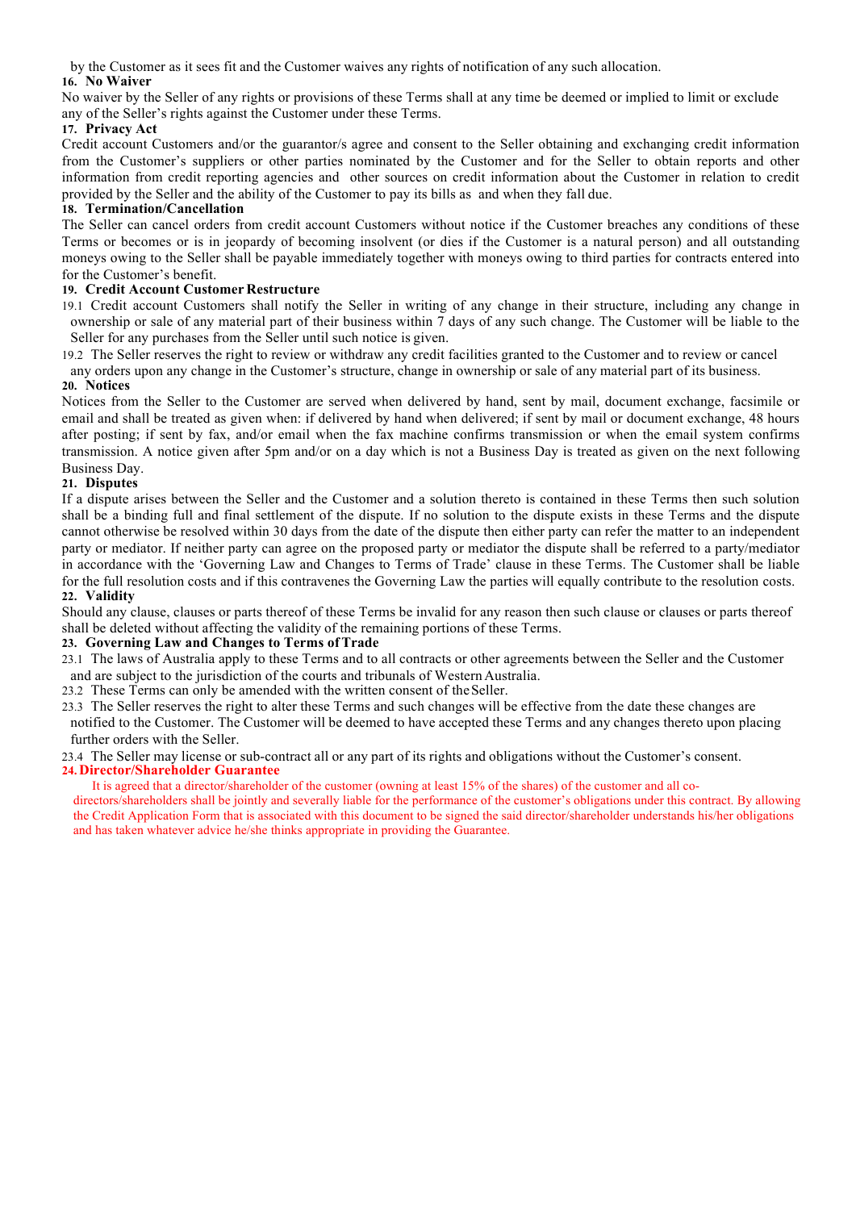by the Customer as it sees fit and the Customer waives any rights of notification of any such allocation.

**16. No Waiver**

No waiver by the Seller of any rights or provisions of these Terms shall at any time be deemed or implied to limit or exclude any of the Seller's rights against the Customer under these Terms.

**17. Privacy Act**

Credit account Customers and/or the guarantor/s agree and consent to the Seller obtaining and exchanging credit information from the Customer's suppliers or other parties nominated by the Customer and for the Seller to obtain reports and other information from credit reporting agencies and other sources on credit information about the Customer in relation to credit provided by the Seller and the ability of the Customer to pay its bills as and when they fall due.

**18. Termination/Cancellation**

The Seller can cancel orders from credit account Customers without notice if the Customer breaches any conditions of these Terms or becomes or is in jeopardy of becoming insolvent (or dies if the Customer is a natural person) and all outstanding moneys owing to the Seller shall be payable immediately together with moneys owing to third parties for contracts entered into for the Customer's benefit.

**19. Credit Account Customer Restructure**

19.1 Credit account Customers shall notify the Seller in writing of any change in their structure, including any change in ownership or sale of any material part of their business within 7 days of any such change. The Customer will be liable to the Seller for any purchases from the Seller until such notice is given.

19.2 The Seller reserves the right to review or withdraw any credit facilities granted to the Customer and to review or cancel any orders upon any change in the Customer's structure, change in ownership or sale of any material part of its business.

**20. Notices**

Notices from the Seller to the Customer are served when delivered by hand, sent by mail, document exchange, facsimile or email and shall be treated as given when: if delivered by hand when delivered; if sent by mail or document exchange, 48 hours after posting; if sent by fax, and/or email when the fax machine confirms transmission or when the email system confirms transmission. A notice given after 5pm and/or on a day which is not a Business Day is treated as given on the next following Business Day.

**21. Disputes**

If a dispute arises between the Seller and the Customer and a solution thereto is contained in these Terms then such solution shall be a binding full and final settlement of the dispute. If no solution to the dispute exists in these Terms and the dispute cannot otherwise be resolved within 30 days from the date of the dispute then either party can refer the matter to an independent party or mediator. If neither party can agree on the proposed party or mediator the dispute shall be referred to a party/mediator in accordance with the 'Governing Law and Changes to Terms of Trade' clause in these Terms. The Customer shall be liable for the full resolution costs and if this contravenes the Governing Law the parties will equally contribute to the resolution costs.

**22. Validity**

Should any clause, clauses or parts thereof of these Terms be invalid for any reason then such clause or clauses or parts thereof shall be deleted without affecting the validity of the remaining portions of these Terms.

**23. Governing Law and Changes to Terms of Trade**

23.1 The laws of Australia apply to these Terms and to all contracts or other agreements between the Seller and the Customer and are subject to the jurisdiction of the courts and tribunals of Western Australia.

23.2 These Terms can only be amended with the written consent of the Seller.

23.3 The Seller reserves the right to alter these Terms and such changes will be effective from the date these changes are notified to the Customer. The Customer will be deemed to have accepted these Terms and any changes thereto upon placing further orders with the Seller.

23.4 The Seller may license or sub-contract all or any part of its rights and obligations without the Customer's consent.

**24. Director/Shareholder Guarantee**

It is agreed that a director/shareholder of the customer (owning at least 15% of the shares) of the customer and all co-directors/shareholders shall be jointly and severally liable for the performance of the customer's obligations under this contract. By allowing the Credit Application Form that is associated with this document to be signed the said director/shareholder understands his/her obligations and has taken whatever advice he/she thinks appropriate in providing the Guarantee.